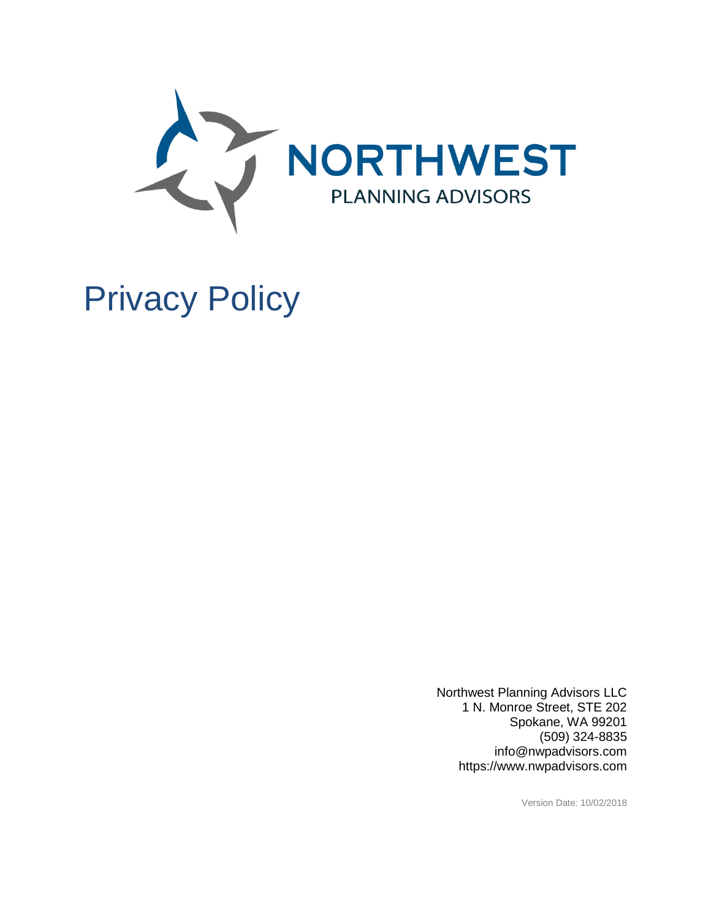NORTHWEST

PLANNING ADVISORS

# Privacy Policy

Northwest Planning Advisors LLC
1 N. Monroe Street, STE 202
Spokane, WA 99201
(509) 324-8835
info@nwpadvisors.com
https://www.nwpadvisors.com

Version Date: 10/02/2018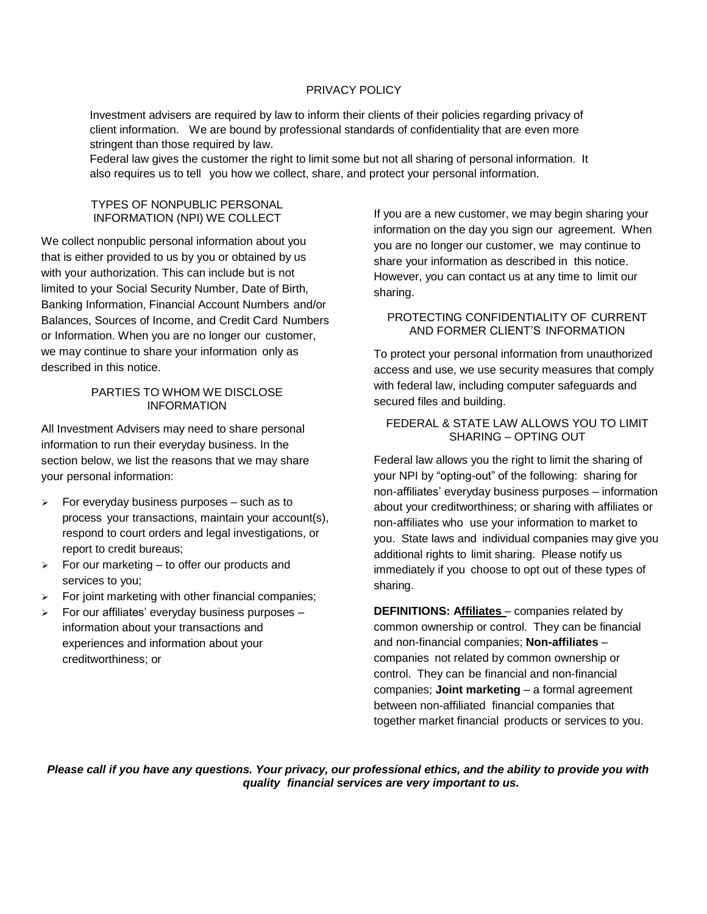# PRIVACY POLICY

Investment advisers are required by law to inform their clients of their policies regarding privacy of client information. We are bound by professional standards of confidentiality that are even more stringent than those required by law.

Federal law gives the customer the right to limit some but not all sharing of personal information. It also requires us to tell you how we collect, share, and protect your personal information.

## TYPES OF NONPUBLIC PERSONAL INFORMATION (NPI) WE COLLECT

We collect nonpublic personal information about you that is either provided to us by you or obtained by us with your authorization. This can include but is not limited to your Social Security Number, Date of Birth, Banking Information, Financial Account Numbers and/or Balances, Sources of Income, and Credit Card Numbers or Information. When you are no longer our customer, we may continue to share your information only as described in this notice.

## PARTIES TO WHOM WE DISCLOSE INFORMATION

All Investment Advisers may need to share personal information to run their everyday business. In the section below, we list the reasons that we may share your personal information:

- For everyday business purposes – such as to process your transactions, maintain your account(s), respond to court orders and legal investigations, or report to credit bureaus;
- For our marketing – to offer our products and services to you;
- For joint marketing with other financial companies;
- For our affiliates' everyday business purposes – information about your transactions and experiences and information about your creditworthiness; or

If you are a new customer, we may begin sharing your information on the day you sign our agreement. When you are no longer our customer, we may continue to share your information as described in this notice. However, you can contact us at any time to limit our sharing.

## PROTECTING CONFIDENTIALITY OF CURRENT AND FORMER CLIENT'S INFORMATION

To protect your personal information from unauthorized access and use, we use security measures that comply with federal law, including computer safeguards and secured files and building.

## FEDERAL & STATE LAW ALLOWS YOU TO LIMIT SHARING – OPTING OUT

Federal law allows you the right to limit the sharing of your NPI by "opting-out" of the following: sharing for non-affiliates' everyday business purposes – information about your creditworthiness; or sharing with affiliates or non-affiliates who use your information to market to you. State laws and individual companies may give you additional rights to limit sharing. Please notify us immediately if you choose to opt out of these types of sharing.

**DEFINITIONS: A<u>ffiliates</u>** – companies related by common ownership or control. They can be financial and non-financial companies; **Non-affiliates** – companies not related by common ownership or control. They can be financial and non-financial companies; **Joint marketing** – a formal agreement between non-affiliated financial companies that together market financial products or services to you.

***Please call if you have any questions. Your privacy, our professional ethics, and the ability to provide you with quality financial services are very important to us.***